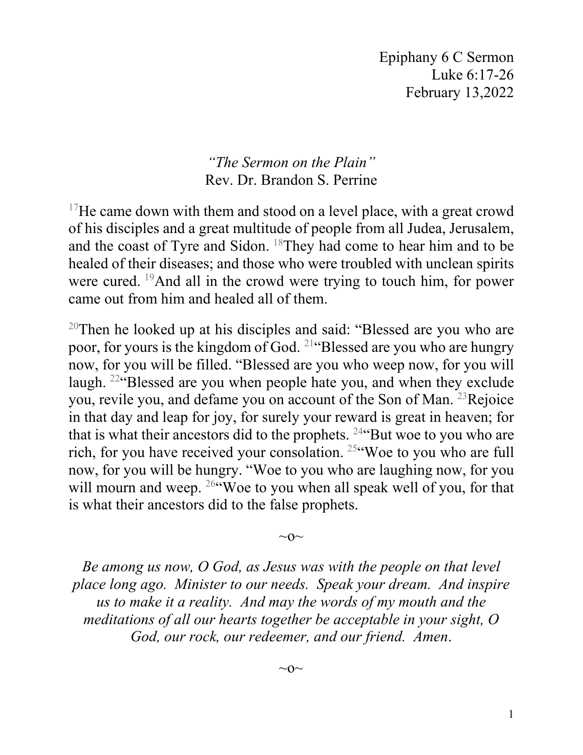Epiphany 6 C Sermon  
Luke 6:17-26  
February 13,2022

*"The Sermon on the Plain"*  
Rev. Dr. Brandon S. Perrine

[17]He came down with them and stood on a level place, with a great crowd of his disciples and a great multitude of people from all Judea, Jerusalem, and the coast of Tyre and Sidon. [18]They had come to hear him and to be healed of their diseases; and those who were troubled with unclean spirits were cured. [19]And all in the crowd were trying to touch him, for power came out from him and healed all of them.

[20]Then he looked up at his disciples and said: "Blessed are you who are poor, for yours is the kingdom of God. [21]"Blessed are you who are hungry now, for you will be filled. "Blessed are you who weep now, for you will laugh. [22]"Blessed are you when people hate you, and when they exclude you, revile you, and defame you on account of the Son of Man. [23]Rejoice in that day and leap for joy, for surely your reward is great in heaven; for that is what their ancestors did to the prophets. [24]"But woe to you who are rich, for you have received your consolation. [25]"Woe to you who are full now, for you will be hungry. "Woe to you who are laughing now, for you will mourn and weep. [26]"Woe to you when all speak well of you, for that is what their ancestors did to the false prophets.

~o~

*Be among us now, O God, as Jesus was with the people on that level place long ago. Minister to our needs. Speak your dream. And inspire us to make it a reality. And may the words of my mouth and the meditations of all our hearts together be acceptable in your sight, O God, our rock, our redeemer, and our friend. Amen.*

~o~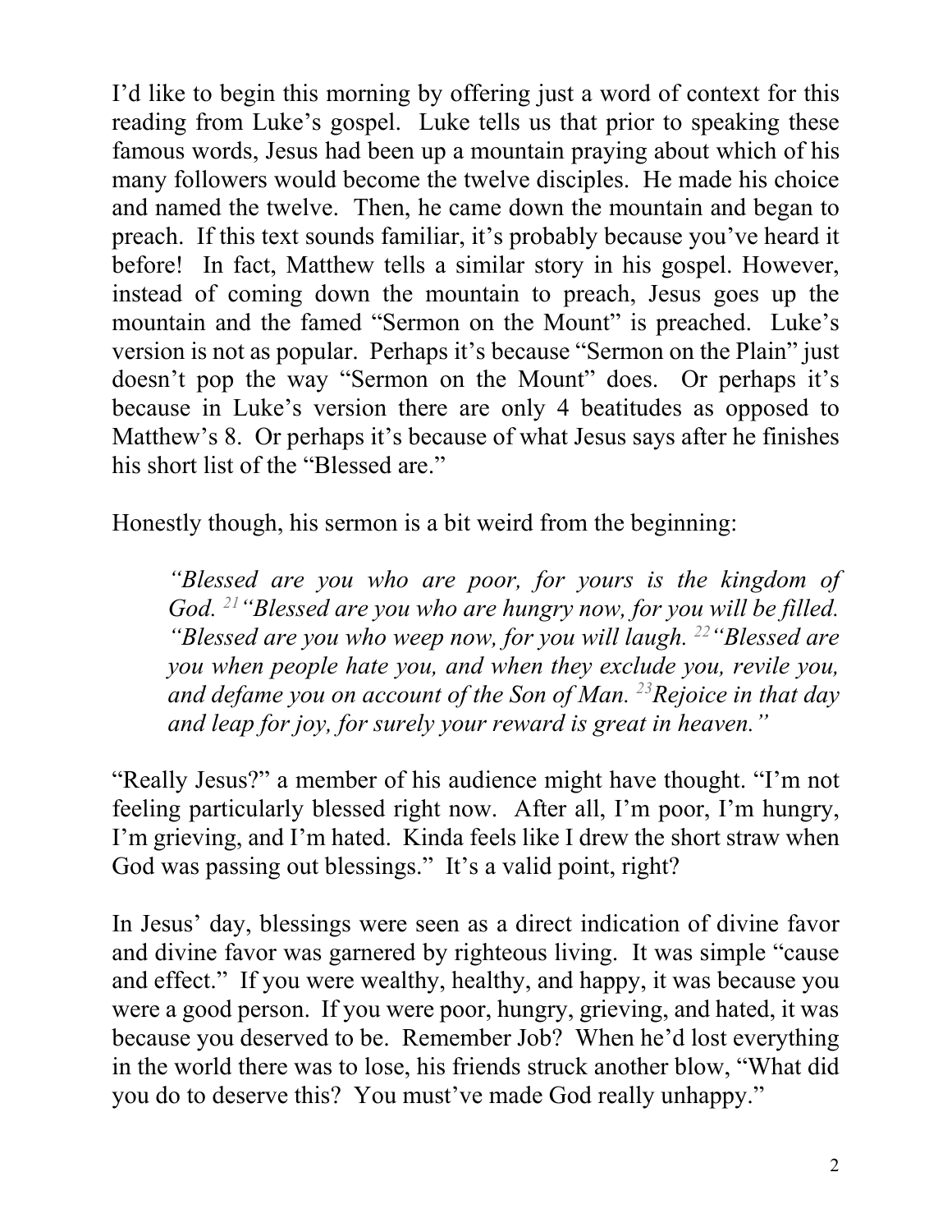I'd like to begin this morning by offering just a word of context for this reading from Luke's gospel. Luke tells us that prior to speaking these famous words, Jesus had been up a mountain praying about which of his many followers would become the twelve disciples. He made his choice and named the twelve. Then, he came down the mountain and began to preach. If this text sounds familiar, it's probably because you've heard it before! In fact, Matthew tells a similar story in his gospel. However, instead of coming down the mountain to preach, Jesus goes up the mountain and the famed "Sermon on the Mount" is preached. Luke's version is not as popular. Perhaps it's because "Sermon on the Plain" just doesn't pop the way "Sermon on the Mount" does. Or perhaps it's because in Luke's version there are only 4 beatitudes as opposed to Matthew's 8. Or perhaps it's because of what Jesus says after he finishes his short list of the "Blessed are."

Honestly though, his sermon is a bit weird from the beginning:

> *"Blessed are you who are poor, for yours is the kingdom of God. [21] "Blessed are you who are hungry now, for you will be filled. "Blessed are you who weep now, for you will laugh. [22] "Blessed are you when people hate you, and when they exclude you, revile you, and defame you on account of the Son of Man. [23] Rejoice in that day and leap for joy, for surely your reward is great in heaven."*

"Really Jesus?" a member of his audience might have thought. "I'm not feeling particularly blessed right now. After all, I'm poor, I'm hungry, I'm grieving, and I'm hated. Kinda feels like I drew the short straw when God was passing out blessings." It's a valid point, right?

In Jesus' day, blessings were seen as a direct indication of divine favor and divine favor was garnered by righteous living. It was simple "cause and effect." If you were wealthy, healthy, and happy, it was because you were a good person. If you were poor, hungry, grieving, and hated, it was because you deserved to be. Remember Job? When he'd lost everything in the world there was to lose, his friends struck another blow, "What did you do to deserve this? You must've made God really unhappy."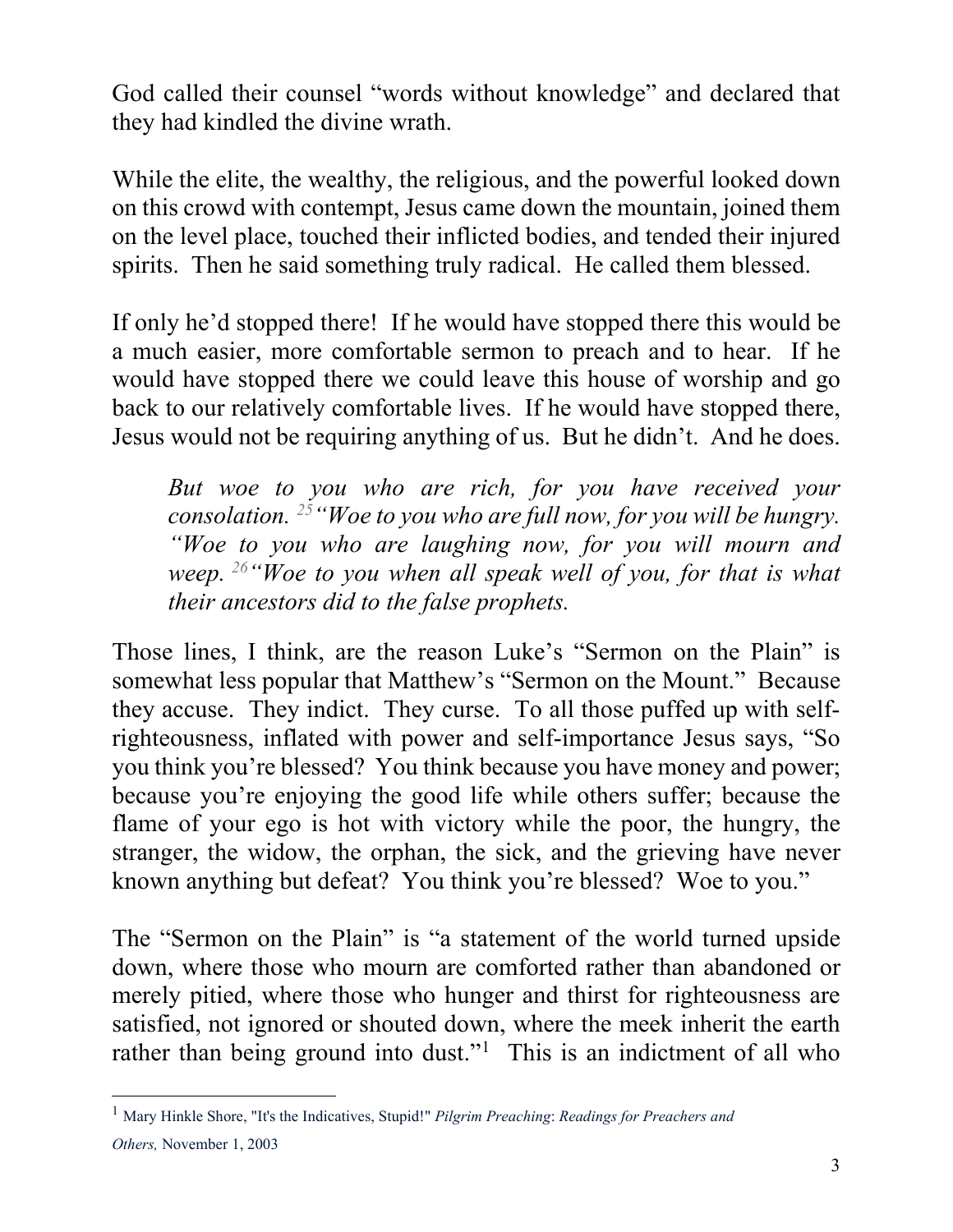God called their counsel "words without knowledge" and declared that they had kindled the divine wrath.

While the elite, the wealthy, the religious, and the powerful looked down on this crowd with contempt, Jesus came down the mountain, joined them on the level place, touched their inflicted bodies, and tended their injured spirits. Then he said something truly radical. He called them blessed.

If only he'd stopped there! If he would have stopped there this would be a much easier, more comfortable sermon to preach and to hear. If he would have stopped there we could leave this house of worship and go back to our relatively comfortable lives. If he would have stopped there, Jesus would not be requiring anything of us. But he didn't. And he does.

> *But woe to you who are rich, for you have received your consolation.* [25] *"Woe to you who are full now, for you will be hungry. "Woe to you who are laughing now, for you will mourn and weep.* [26] *"Woe to you when all speak well of you, for that is what their ancestors did to the false prophets.*

Those lines, I think, are the reason Luke's "Sermon on the Plain" is somewhat less popular that Matthew's "Sermon on the Mount." Because they accuse. They indict. They curse. To all those puffed up with self-righteousness, inflated with power and self-importance Jesus says, "So you think you're blessed? You think because you have money and power; because you're enjoying the good life while others suffer; because the flame of your ego is hot with victory while the poor, the hungry, the stranger, the widow, the orphan, the sick, and the grieving have never known anything but defeat? You think you're blessed? Woe to you."

The "Sermon on the Plain" is "a statement of the world turned upside down, where those who mourn are comforted rather than abandoned or merely pitied, where those who hunger and thirst for righteousness are satisfied, not ignored or shouted down, where the meek inherit the earth rather than being ground into dust."[1] This is an indictment of all who

---

[1] Mary Hinkle Shore, "It's the Indicatives, Stupid!" *Pilgrim Preaching*: *Readings for Preachers and Others,* November 1, 2003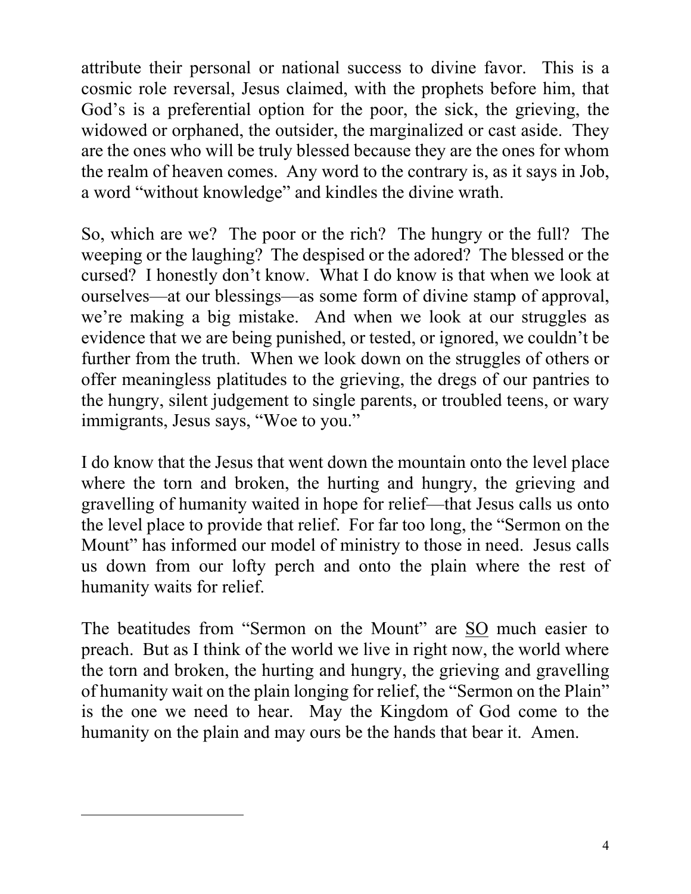attribute their personal or national success to divine favor. This is a cosmic role reversal, Jesus claimed, with the prophets before him, that God's is a preferential option for the poor, the sick, the grieving, the widowed or orphaned, the outsider, the marginalized or cast aside. They are the ones who will be truly blessed because they are the ones for whom the realm of heaven comes. Any word to the contrary is, as it says in Job, a word "without knowledge" and kindles the divine wrath.

So, which are we? The poor or the rich? The hungry or the full? The weeping or the laughing? The despised or the adored? The blessed or the cursed? I honestly don't know. What I do know is that when we look at ourselves—at our blessings—as some form of divine stamp of approval, we're making a big mistake. And when we look at our struggles as evidence that we are being punished, or tested, or ignored, we couldn't be further from the truth. When we look down on the struggles of others or offer meaningless platitudes to the grieving, the dregs of our pantries to the hungry, silent judgement to single parents, or troubled teens, or wary immigrants, Jesus says, "Woe to you."

I do know that the Jesus that went down the mountain onto the level place where the torn and broken, the hurting and hungry, the grieving and gravelling of humanity waited in hope for relief—that Jesus calls us onto the level place to provide that relief. For far too long, the "Sermon on the Mount" has informed our model of ministry to those in need. Jesus calls us down from our lofty perch and onto the plain where the rest of humanity waits for relief.

The beatitudes from "Sermon on the Mount" are <u>SO</u> much easier to preach. But as I think of the world we live in right now, the world where the torn and broken, the hurting and hungry, the grieving and gravelling of humanity wait on the plain longing for relief, the "Sermon on the Plain" is the one we need to hear. May the Kingdom of God come to the humanity on the plain and may ours be the hands that bear it. Amen.